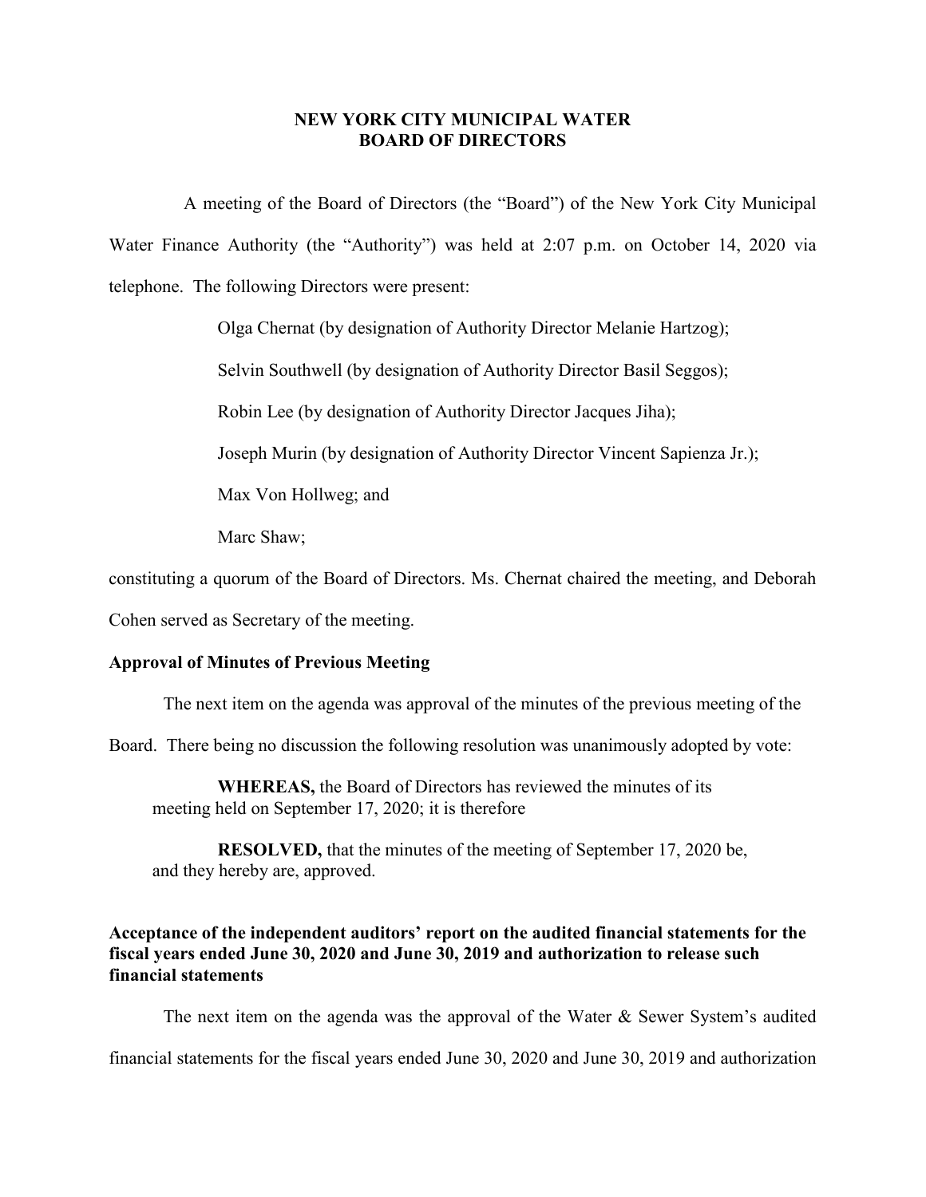# NEW YORK CITY MUNICIPAL WATER BOARD OF DIRECTORS

A meeting of the Board of Directors (the "Board") of the New York City Municipal Water Finance Authority (the "Authority") was held at 2:07 p.m. on October 14, 2020 via telephone. The following Directors were present:

Olga Chernat (by designation of Authority Director Melanie Hartzog);

Selvin Southwell (by designation of Authority Director Basil Seggos);

Robin Lee (by designation of Authority Director Jacques Jiha);

Joseph Murin (by designation of Authority Director Vincent Sapienza Jr.);

Max Von Hollweg; and

Marc Shaw;

constituting a quorum of the Board of Directors. Ms. Chernat chaired the meeting, and Deborah Cohen served as Secretary of the meeting.

**Approval of Minutes of Previous Meeting**

The next item on the agenda was approval of the minutes of the previous meeting of the Board. There being no discussion the following resolution was unanimously adopted by vote:

> **WHEREAS,** the Board of Directors has reviewed the minutes of its meeting held on September 17, 2020; it is therefore
>
> **RESOLVED,** that the minutes of the meeting of September 17, 2020 be, and they hereby are, approved.

**Acceptance of the independent auditors' report on the audited financial statements for the fiscal years ended June 30, 2020 and June 30, 2019 and authorization to release such financial statements**

The next item on the agenda was the approval of the Water & Sewer System's audited financial statements for the fiscal years ended June 30, 2020 and June 30, 2019 and authorization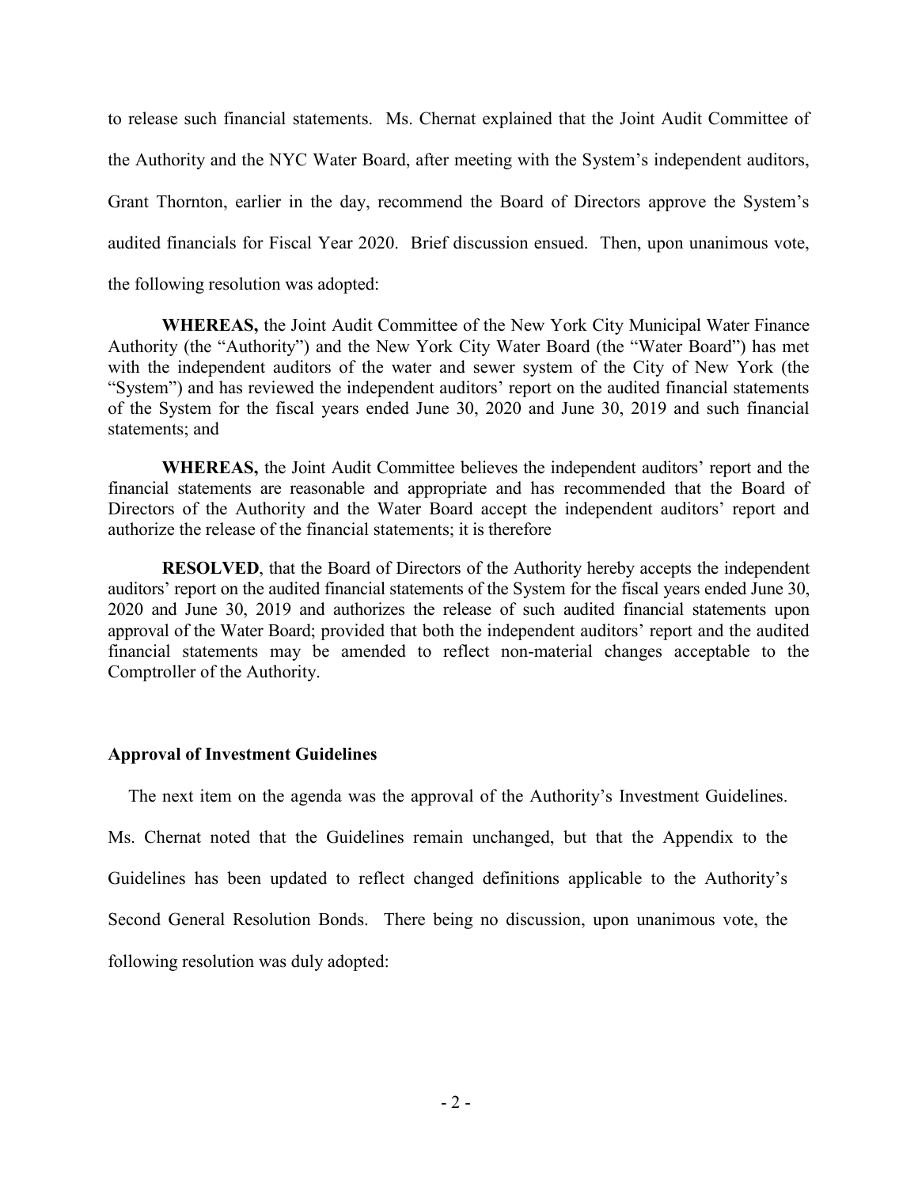to release such financial statements. Ms. Chernat explained that the Joint Audit Committee of the Authority and the NYC Water Board, after meeting with the System's independent auditors, Grant Thornton, earlier in the day, recommend the Board of Directors approve the System's audited financials for Fiscal Year 2020. Brief discussion ensued. Then, upon unanimous vote, the following resolution was adopted:

**WHEREAS,** the Joint Audit Committee of the New York City Municipal Water Finance Authority (the "Authority") and the New York City Water Board (the "Water Board") has met with the independent auditors of the water and sewer system of the City of New York (the "System") and has reviewed the independent auditors' report on the audited financial statements of the System for the fiscal years ended June 30, 2020 and June 30, 2019 and such financial statements; and

**WHEREAS,** the Joint Audit Committee believes the independent auditors' report and the financial statements are reasonable and appropriate and has recommended that the Board of Directors of the Authority and the Water Board accept the independent auditors' report and authorize the release of the financial statements; it is therefore

**RESOLVED**, that the Board of Directors of the Authority hereby accepts the independent auditors' report on the audited financial statements of the System for the fiscal years ended June 30, 2020 and June 30, 2019 and authorizes the release of such audited financial statements upon approval of the Water Board; provided that both the independent auditors' report and the audited financial statements may be amended to reflect non-material changes acceptable to the Comptroller of the Authority.

**Approval of Investment Guidelines**

The next item on the agenda was the approval of the Authority's Investment Guidelines. Ms. Chernat noted that the Guidelines remain unchanged, but that the Appendix to the Guidelines has been updated to reflect changed definitions applicable to the Authority's Second General Resolution Bonds. There being no discussion, upon unanimous vote, the following resolution was duly adopted: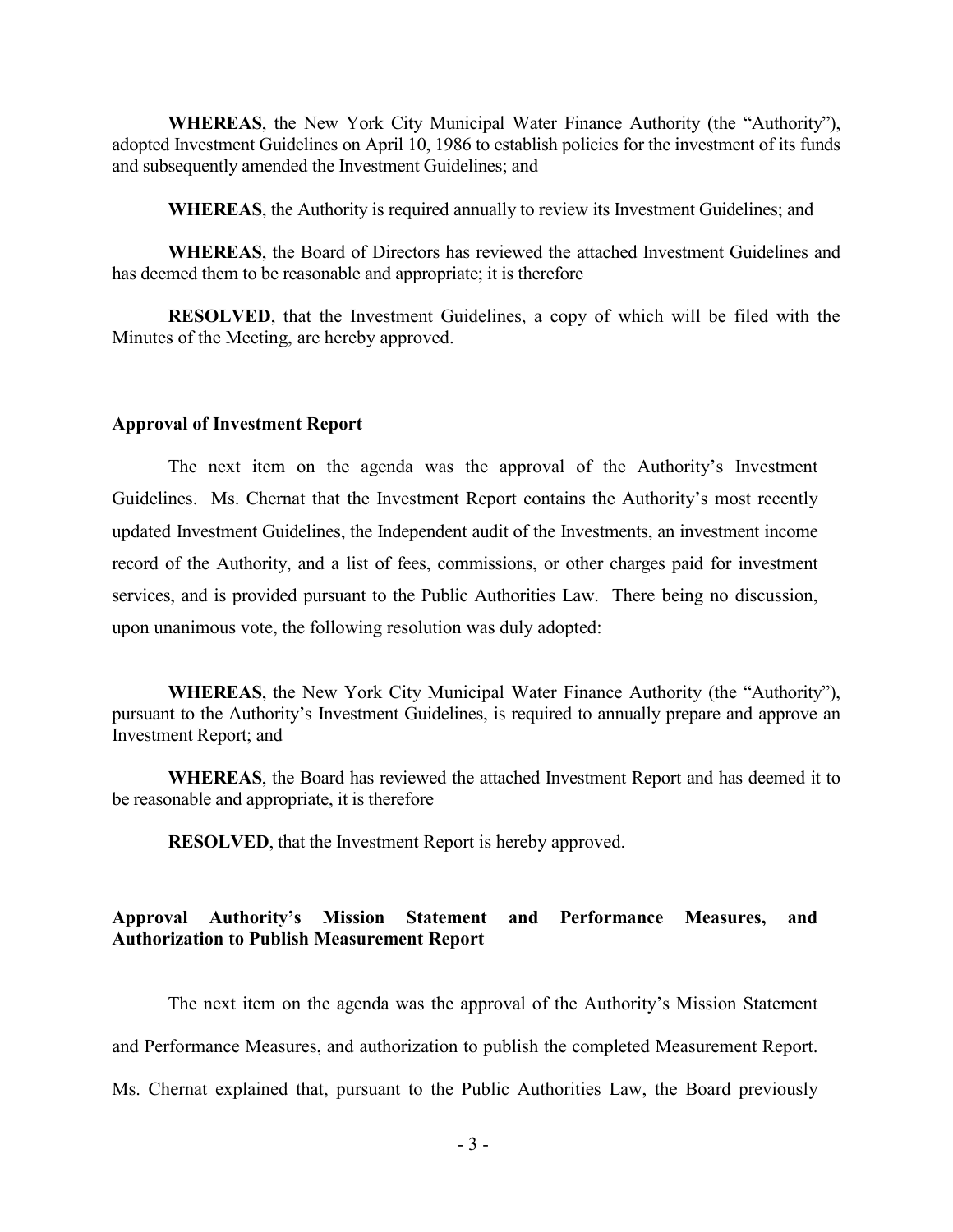**WHEREAS**, the New York City Municipal Water Finance Authority (the "Authority"), adopted Investment Guidelines on April 10, 1986 to establish policies for the investment of its funds and subsequently amended the Investment Guidelines; and

**WHEREAS**, the Authority is required annually to review its Investment Guidelines; and

**WHEREAS**, the Board of Directors has reviewed the attached Investment Guidelines and has deemed them to be reasonable and appropriate; it is therefore

**RESOLVED**, that the Investment Guidelines, a copy of which will be filed with the Minutes of the Meeting, are hereby approved.

**Approval of Investment Report**

The next item on the agenda was the approval of the Authority's Investment Guidelines. Ms. Chernat that the Investment Report contains the Authority's most recently updated Investment Guidelines, the Independent audit of the Investments, an investment income record of the Authority, and a list of fees, commissions, or other charges paid for investment services, and is provided pursuant to the Public Authorities Law. There being no discussion, upon unanimous vote, the following resolution was duly adopted:

**WHEREAS**, the New York City Municipal Water Finance Authority (the "Authority"), pursuant to the Authority's Investment Guidelines, is required to annually prepare and approve an Investment Report; and

**WHEREAS**, the Board has reviewed the attached Investment Report and has deemed it to be reasonable and appropriate, it is therefore

**RESOLVED**, that the Investment Report is hereby approved.

**Approval Authority's Mission Statement and Performance Measures, and Authorization to Publish Measurement Report**

The next item on the agenda was the approval of the Authority's Mission Statement and Performance Measures, and authorization to publish the completed Measurement Report. Ms. Chernat explained that, pursuant to the Public Authorities Law, the Board previously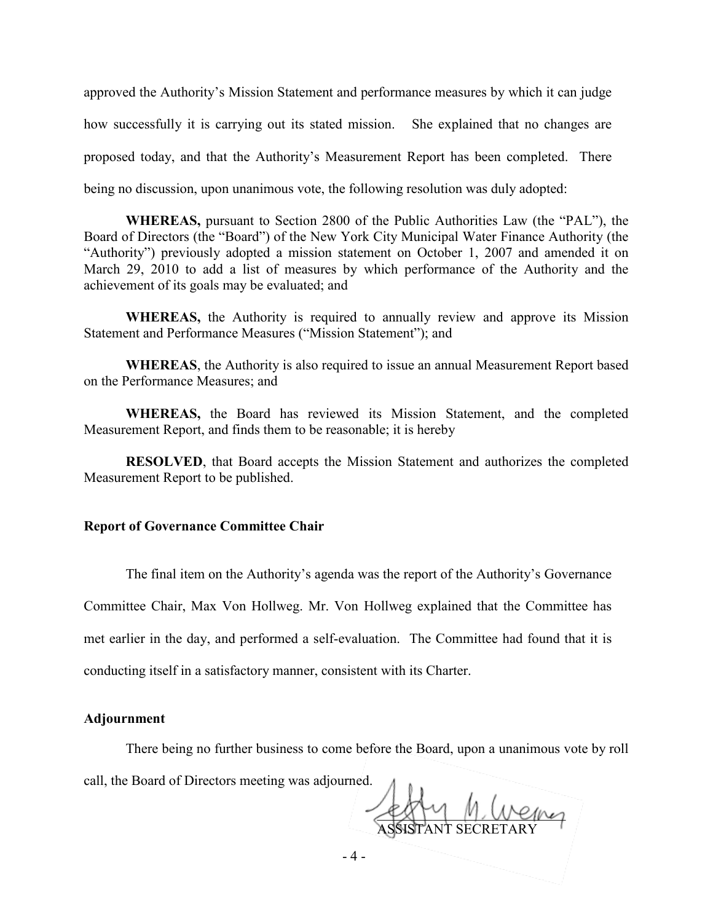approved the Authority's Mission Statement and performance measures by which it can judge how successfully it is carrying out its stated mission. She explained that no changes are proposed today, and that the Authority's Measurement Report has been completed. There being no discussion, upon unanimous vote, the following resolution was duly adopted:

**WHEREAS,** pursuant to Section 2800 of the Public Authorities Law (the "PAL"), the Board of Directors (the "Board") of the New York City Municipal Water Finance Authority (the "Authority") previously adopted a mission statement on October 1, 2007 and amended it on March 29, 2010 to add a list of measures by which performance of the Authority and the achievement of its goals may be evaluated; and

**WHEREAS,** the Authority is required to annually review and approve its Mission Statement and Performance Measures ("Mission Statement"); and

**WHEREAS**, the Authority is also required to issue an annual Measurement Report based on the Performance Measures; and

**WHEREAS,** the Board has reviewed its Mission Statement, and the completed Measurement Report, and finds them to be reasonable; it is hereby

**RESOLVED**, that Board accepts the Mission Statement and authorizes the completed Measurement Report to be published.

**Report of Governance Committee Chair**

The final item on the Authority's agenda was the report of the Authority's Governance Committee Chair, Max Von Hollweg. Mr. Von Hollweg explained that the Committee has met earlier in the day, and performed a self-evaluation. The Committee had found that it is conducting itself in a satisfactory manner, consistent with its Charter.

**Adjournment**

There being no further business to come before the Board, upon a unanimous vote by roll call, the Board of Directors meeting was adjourned.

ASSISTANT SECRETARY